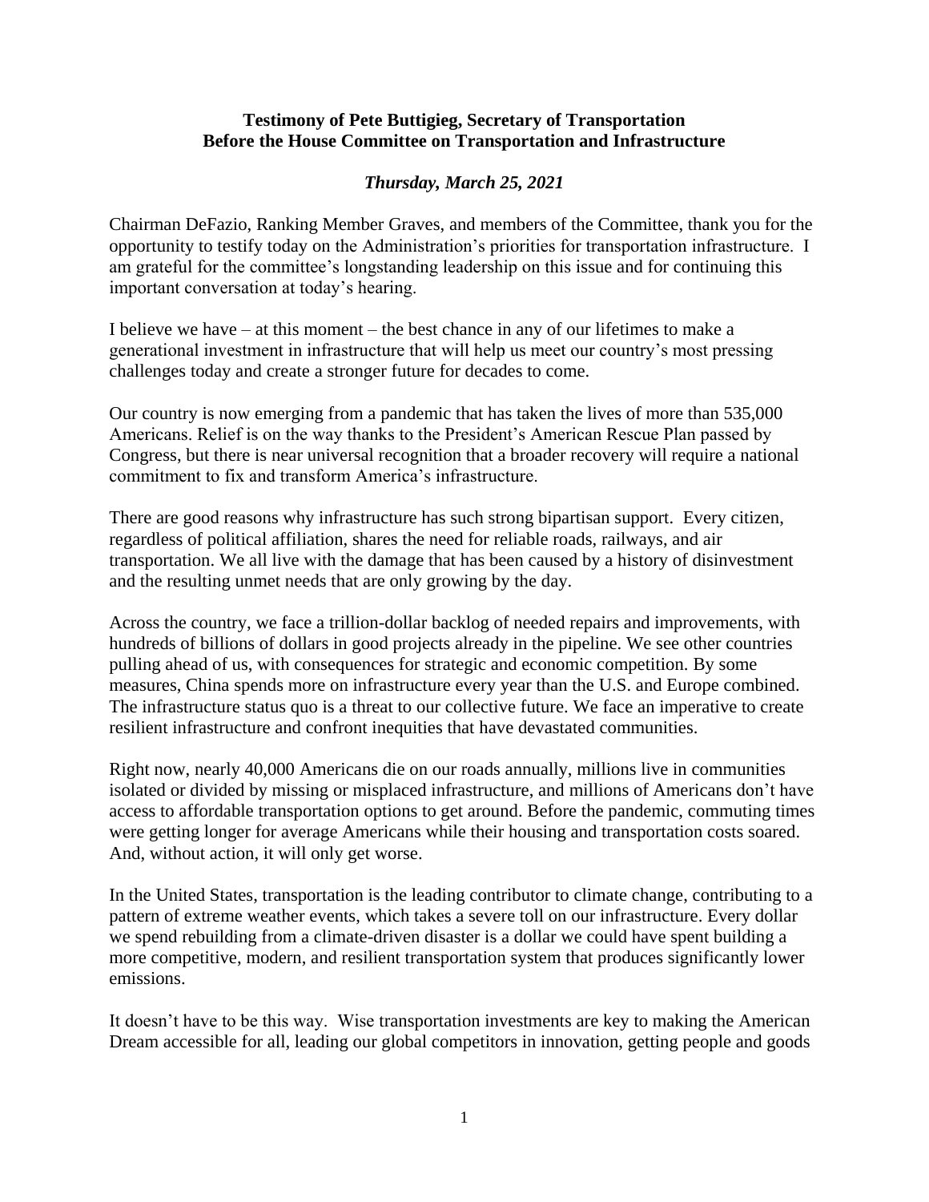**Testimony of Pete Buttigieg, Secretary of Transportation**
**Before the House Committee on Transportation and Infrastructure**

***Thursday, March 25, 2021***

Chairman DeFazio, Ranking Member Graves, and members of the Committee, thank you for the opportunity to testify today on the Administration's priorities for transportation infrastructure. I am grateful for the committee's longstanding leadership on this issue and for continuing this important conversation at today's hearing.

I believe we have – at this moment – the best chance in any of our lifetimes to make a generational investment in infrastructure that will help us meet our country's most pressing challenges today and create a stronger future for decades to come.

Our country is now emerging from a pandemic that has taken the lives of more than 535,000 Americans. Relief is on the way thanks to the President's American Rescue Plan passed by Congress, but there is near universal recognition that a broader recovery will require a national commitment to fix and transform America's infrastructure.

There are good reasons why infrastructure has such strong bipartisan support. Every citizen, regardless of political affiliation, shares the need for reliable roads, railways, and air transportation. We all live with the damage that has been caused by a history of disinvestment and the resulting unmet needs that are only growing by the day.

Across the country, we face a trillion-dollar backlog of needed repairs and improvements, with hundreds of billions of dollars in good projects already in the pipeline. We see other countries pulling ahead of us, with consequences for strategic and economic competition. By some measures, China spends more on infrastructure every year than the U.S. and Europe combined. The infrastructure status quo is a threat to our collective future. We face an imperative to create resilient infrastructure and confront inequities that have devastated communities.

Right now, nearly 40,000 Americans die on our roads annually, millions live in communities isolated or divided by missing or misplaced infrastructure, and millions of Americans don't have access to affordable transportation options to get around. Before the pandemic, commuting times were getting longer for average Americans while their housing and transportation costs soared. And, without action, it will only get worse.

In the United States, transportation is the leading contributor to climate change, contributing to a pattern of extreme weather events, which takes a severe toll on our infrastructure. Every dollar we spend rebuilding from a climate-driven disaster is a dollar we could have spent building a more competitive, modern, and resilient transportation system that produces significantly lower emissions.

It doesn't have to be this way. Wise transportation investments are key to making the American Dream accessible for all, leading our global competitors in innovation, getting people and goods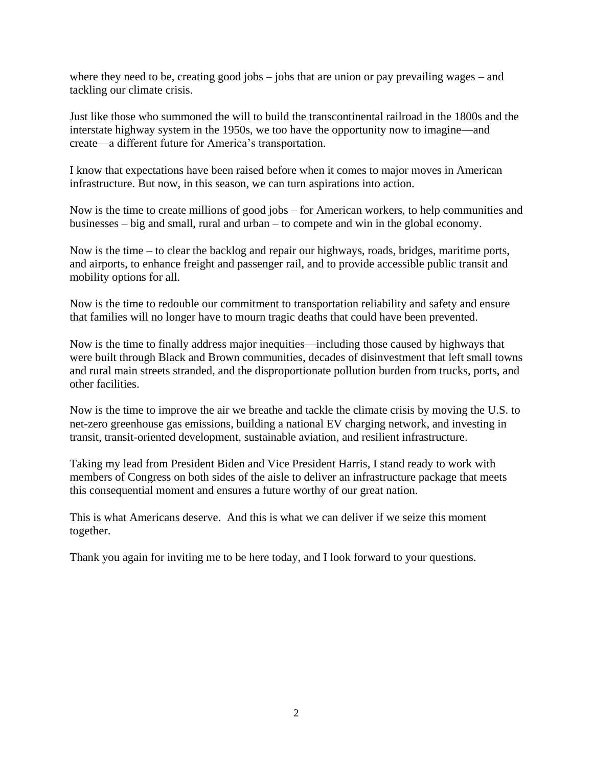where they need to be, creating good jobs – jobs that are union or pay prevailing wages – and tackling our climate crisis.

Just like those who summoned the will to build the transcontinental railroad in the 1800s and the interstate highway system in the 1950s, we too have the opportunity now to imagine—and create—a different future for America's transportation.

I know that expectations have been raised before when it comes to major moves in American infrastructure. But now, in this season, we can turn aspirations into action.

Now is the time to create millions of good jobs – for American workers, to help communities and businesses – big and small, rural and urban – to compete and win in the global economy.

Now is the time – to clear the backlog and repair our highways, roads, bridges, maritime ports, and airports, to enhance freight and passenger rail, and to provide accessible public transit and mobility options for all.

Now is the time to redouble our commitment to transportation reliability and safety and ensure that families will no longer have to mourn tragic deaths that could have been prevented.

Now is the time to finally address major inequities—including those caused by highways that were built through Black and Brown communities, decades of disinvestment that left small towns and rural main streets stranded, and the disproportionate pollution burden from trucks, ports, and other facilities.

Now is the time to improve the air we breathe and tackle the climate crisis by moving the U.S. to net-zero greenhouse gas emissions, building a national EV charging network, and investing in transit, transit-oriented development, sustainable aviation, and resilient infrastructure.

Taking my lead from President Biden and Vice President Harris, I stand ready to work with members of Congress on both sides of the aisle to deliver an infrastructure package that meets this consequential moment and ensures a future worthy of our great nation.

This is what Americans deserve. And this is what we can deliver if we seize this moment together.

Thank you again for inviting me to be here today, and I look forward to your questions.